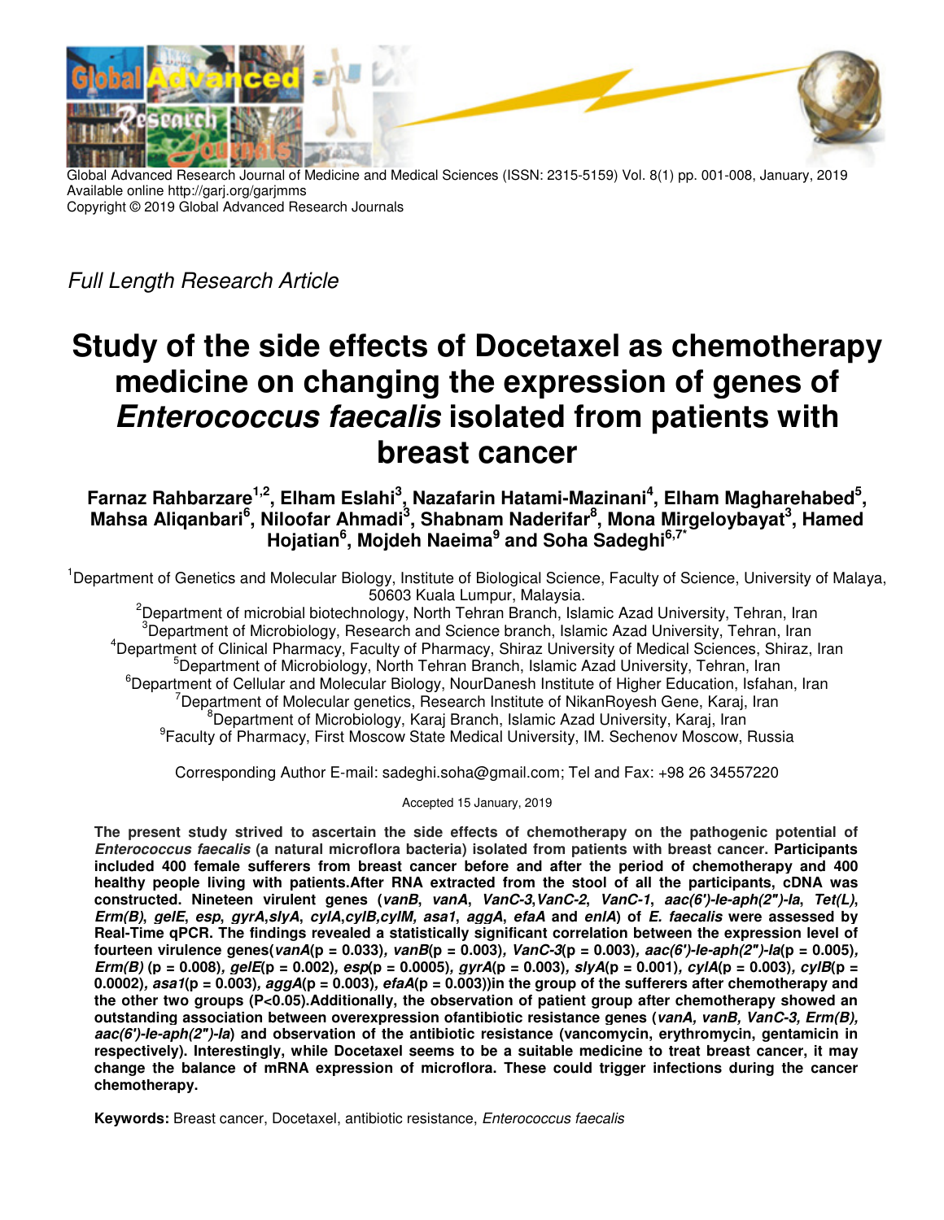Global Advanced Research Journal of Medicine and Medical Sciences (ISSN: 2315-5159) Vol. 8(1) pp. 001-008, January, 2019
Available online http://garj.org/garjmms
Copyright © 2019 Global Advanced Research Journals

*Full Length Research Article*

# Study of the side effects of Docetaxel as chemotherapy medicine on changing the expression of genes of *Enterococcus faecalis* isolated from patients with breast cancer

**Farnaz Rahbarzare[1,2], Elham Eslahi[3], Nazafarin Hatami-Mazinani[4], Elham Magharehabed[5], Mahsa Aliqanbari[6], Niloofar Ahmadi[3], Shabnam Naderifar[8], Mona Mirgeloybayat[3], Hamed Hojatian[6], Mojdeh Naeima[9] and Soha Sadeghi[6,7*]**

[1]Department of Genetics and Molecular Biology, Institute of Biological Science, Faculty of Science, University of Malaya, 50603 Kuala Lumpur, Malaysia.
[2]Department of microbial biotechnology, North Tehran Branch, Islamic Azad University, Tehran, Iran
[3]Department of Microbiology, Research and Science branch, Islamic Azad University, Tehran, Iran
[4]Department of Clinical Pharmacy, Faculty of Pharmacy, Shiraz University of Medical Sciences, Shiraz, Iran
[5]Department of Microbiology, North Tehran Branch, Islamic Azad University, Tehran, Iran
[6]Department of Cellular and Molecular Biology, NourDanesh Institute of Higher Education, Isfahan, Iran
[7]Department of Molecular genetics, Research Institute of NikanRoyesh Gene, Karaj, Iran
[8]Department of Microbiology, Karaj Branch, Islamic Azad University, Karaj, Iran
[9]Faculty of Pharmacy, First Moscow State Medical University, IM. Sechenov Moscow, Russia

Corresponding Author E-mail: sadeghi.soha@gmail.com; Tel and Fax: +98 26 34557220

Accepted 15 January, 2019

**The present study strived to ascertain the side effects of chemotherapy on the pathogenic potential of *Enterococcus faecalis* (a natural microflora bacteria) isolated from patients with breast cancer. Participants included 400 female sufferers from breast cancer before and after the period of chemotherapy and 400 healthy people living with patients.After RNA extracted from the stool of all the participants, cDNA was constructed. Nineteen virulent genes (*vanB*, *vanA*, *VanC-3*,*VanC-2*, *VanC-1*, *aac(6')-Ie-aph(2")-Ia*, *Tet(L)*, *Erm(B)*, *gelE*, *esp*, *gyrA*,*slyA*, *cylA*,*cylB*,*cylM*, *asa1*, *aggA*, *efaA* and *enlA*) of *E. faecalis* were assessed by Real-Time qPCR. The findings revealed a statistically significant correlation between the expression level of fourteen virulence genes(*vanA*($p = 0.033$), *vanB*($p = 0.003$), *VanC-3*($p = 0.003$), *aac(6')-Ie-aph(2")-Ia*($p = 0.005$), *Erm(B)* ($p = 0.008$), *gelE*($p = 0.002$), *esp*($p = 0.0005$), *gyrA*($p = 0.003$), *slyA*($p = 0.001$), *cylA*($p = 0.003$), *cylB*($p = 0.0002$), *asa1*($p = 0.003$), *aggA*($p = 0.003$), *efaA*($p = 0.003$))in the group of the sufferers after chemotherapy and the other two groups ($P<0.05$).Additionally, the observation of patient group after chemotherapy showed an outstanding association between overexpression ofantibiotic resistance genes (*vanA, vanB, VanC-3, Erm(B), aac(6')-Ie-aph(2")-Ia*) and observation of the antibiotic resistance (vancomycin, erythromycin, gentamicin in respectively). Interestingly, while Docetaxel seems to be a suitable medicine to treat breast cancer, it may change the balance of mRNA expression of microflora. These could trigger infections during the cancer chemotherapy.**

**Keywords:** Breast cancer, Docetaxel, antibiotic resistance, *Enterococcus faecalis*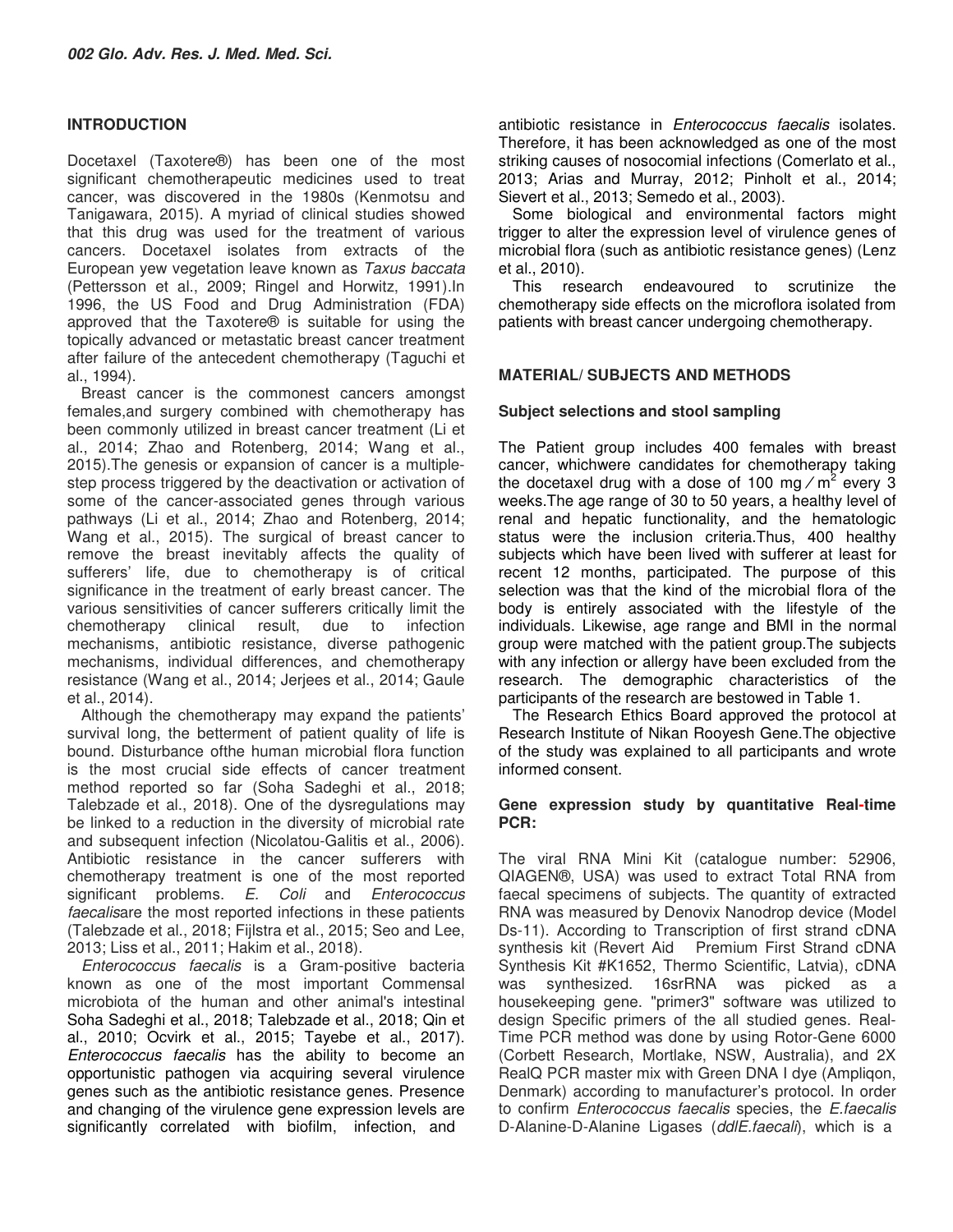## INTRODUCTION

Docetaxel (Taxotere®) has been one of the most significant chemotherapeutic medicines used to treat cancer, was discovered in the 1980s (Kenmotsu and Tanigawara, 2015). A myriad of clinical studies showed that this drug was used for the treatment of various cancers. Docetaxel isolates from extracts of the European yew vegetation leave known as *Taxus baccata* (Pettersson et al., 2009; Ringel and Horwitz, 1991).In 1996, the US Food and Drug Administration (FDA) approved that the Taxotere® is suitable for using the topically advanced or metastatic breast cancer treatment after failure of the antecedent chemotherapy (Taguchi et al., 1994).

Breast cancer is the commonest cancers amongst females,and surgery combined with chemotherapy has been commonly utilized in breast cancer treatment (Li et al., 2014; Zhao and Rotenberg, 2014; Wang et al., 2015).The genesis or expansion of cancer is a multiple-step process triggered by the deactivation or activation of some of the cancer-associated genes through various pathways (Li et al., 2014; Zhao and Rotenberg, 2014; Wang et al., 2015). The surgical of breast cancer to remove the breast inevitably affects the quality of sufferers' life, due to chemotherapy is of critical significance in the treatment of early breast cancer. The various sensitivities of cancer sufferers critically limit the chemotherapy clinical result, due to infection mechanisms, antibiotic resistance, diverse pathogenic mechanisms, individual differences, and chemotherapy resistance (Wang et al., 2014; Jerjees et al., 2014; Gaule et al., 2014).

Although the chemotherapy may expand the patients' survival long, the betterment of patient quality of life is bound. Disturbance ofthe human microbial flora function is the most crucial side effects of cancer treatment method reported so far (Soha Sadeghi et al., 2018; Talebzade et al., 2018). One of the dysregulations may be linked to a reduction in the diversity of microbial rate and subsequent infection (Nicolatou-Galitis et al., 2006). Antibiotic resistance in the cancer sufferers with chemotherapy treatment is one of the most reported significant problems. *E. Coli* and *Enterococcus faecalis*are the most reported infections in these patients (Talebzade et al., 2018; Fijlstra et al., 2015; Seo and Lee, 2013; Liss et al., 2011; Hakim et al., 2018).

*Enterococcus faecalis* is a Gram-positive bacteria known as one of the most important Commensal microbiota of the human and other animal's intestinal Soha Sadeghi et al., 2018; Talebzade et al., 2018; Qin et al., 2010; Ocvirk et al., 2015; Tayebe et al., 2017). *Enterococcus faecalis* has the ability to become an opportunistic pathogen via acquiring several virulence genes such as the antibiotic resistance genes. Presence and changing of the virulence gene expression levels are significantly correlated with biofilm, infection, and antibiotic resistance in *Enterococcus faecalis* isolates. Therefore, it has been acknowledged as one of the most striking causes of nosocomial infections (Comerlato et al., 2013; Arias and Murray, 2012; Pinholt et al., 2014; Sievert et al., 2013; Semedo et al., 2003).

Some biological and environmental factors might trigger to alter the expression level of virulence genes of microbial flora (such as antibiotic resistance genes) (Lenz et al., 2010).

This research endeavoured to scrutinize the chemotherapy side effects on the microflora isolated from patients with breast cancer undergoing chemotherapy.

## MATERIAL/ SUBJECTS AND METHODS

### Subject selections and stool sampling

The Patient group includes 400 females with breast cancer, whichwere candidates for chemotherapy taking the docetaxel drug with a dose of 100 $mg/m^2$ every 3 weeks.The age range of 30 to 50 years, a healthy level of renal and hepatic functionality, and the hematologic status were the inclusion criteria.Thus, 400 healthy subjects which have been lived with sufferer at least for recent 12 months, participated. The purpose of this selection was that the kind of the microbial flora of the body is entirely associated with the lifestyle of the individuals. Likewise, age range and BMI in the normal group were matched with the patient group.The subjects with any infection or allergy have been excluded from the research. The demographic characteristics of the participants of the research are bestowed in Table 1.

The Research Ethics Board approved the protocol at Research Institute of Nikan Rooyesh Gene.The objective of the study was explained to all participants and wrote informed consent.

### Gene expression study by quantitative Real-time PCR:

The viral RNA Mini Kit (catalogue number: 52906, QIAGEN®, USA) was used to extract Total RNA from faecal specimens of subjects. The quantity of extracted RNA was measured by Denovix Nanodrop device (Model Ds-11). According to Transcription of first strand cDNA synthesis kit (Revert Aid Premium First Strand cDNA Synthesis Kit #K1652, Thermo Scientific, Latvia), cDNA was synthesized. 16srRNA was picked as a housekeeping gene. "primer3" software was utilized to design Specific primers of the all studied genes. Real-Time PCR method was done by using Rotor-Gene 6000 (Corbett Research, Mortlake, NSW, Australia), and 2X RealQ PCR master mix with Green DNA I dye (Ampliqon, Denmark) according to manufacturer's protocol. In order to confirm *Enterococcus faecalis* species, the *E.faecalis* D-Alanine-D-Alanine Ligases (*ddlE.faecali*), which is a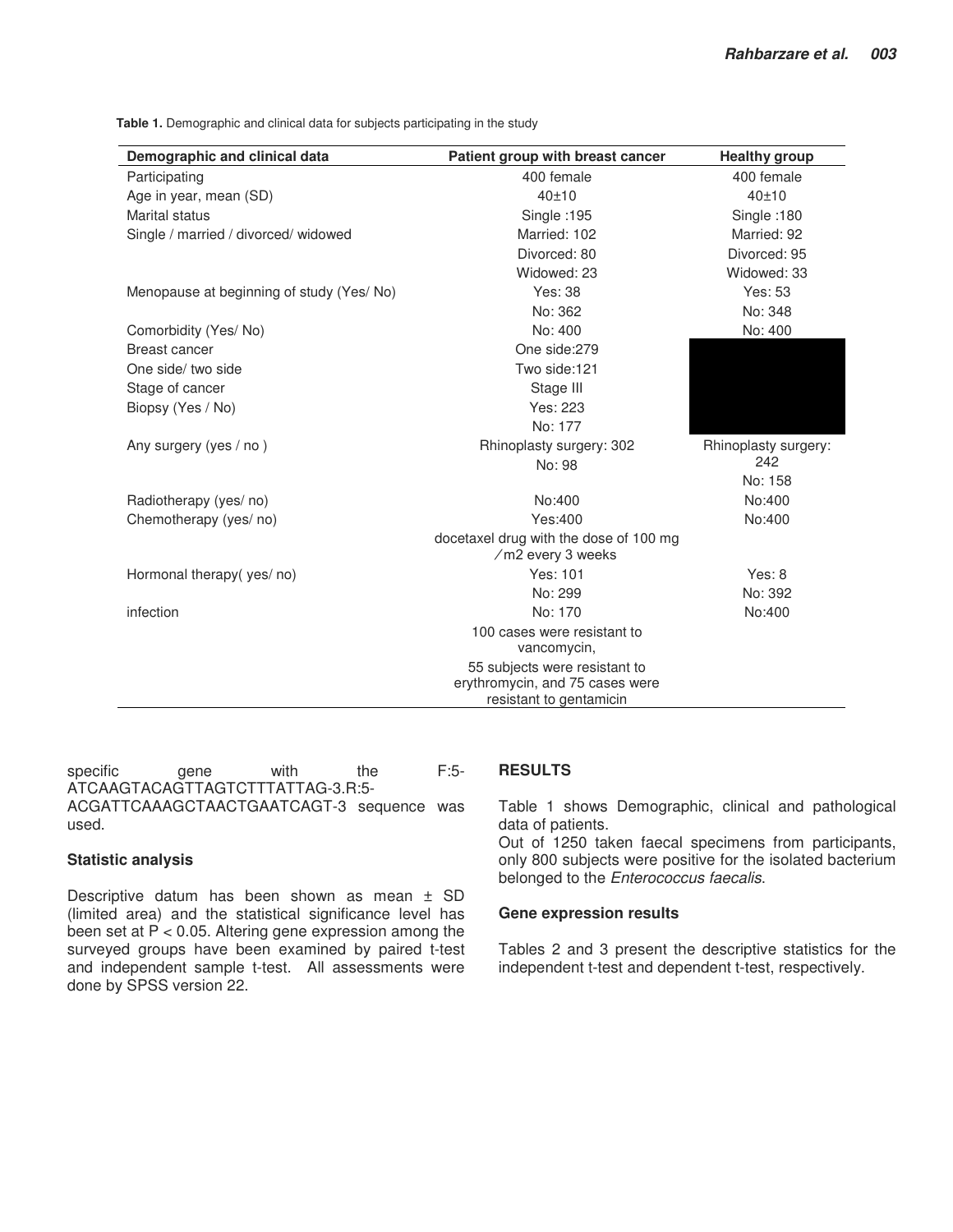**Table 1.** Demographic and clinical data for subjects participating in the study

| Demographic and clinical data | Patient group with breast cancer | Healthy group |
|---|---|---|
| Participating | 400 female | 400 female |
| Age in year, mean (SD) | 40±10 | 40±10 |
| Marital status | Single :195 | Single :180 |
| Single / married / divorced/ widowed | Married: 102 | Married: 92 |
| | Divorced: 80 | Divorced: 95 |
| | Widowed: 23 | Widowed: 33 |
| Menopause at beginning of study (Yes/ No) | Yes: 38 | Yes: 53 |
| | No: 362 | No: 348 |
| Comorbidity (Yes/ No) | No: 400 | No: 400 |
| Breast cancer | One side:279 | |
| One side/ two side | Two side:121 | |
| Stage of cancer | Stage III | |
| Biopsy (Yes / No) | Yes: 223 | |
| | No: 177 | |
| Any surgery (yes / no ) | Rhinoplasty surgery: 302 | Rhinoplasty surgery: 242 |
| | No: 98 | No: 158 |
| Radiotherapy (yes/ no) | No:400 | No:400 |
| Chemotherapy (yes/ no) | Yes:400 | No:400 |
| | docetaxel drug with the dose of 100 mg ⁄ m2 every 3 weeks | |
| Hormonal therapy( yes/ no) | Yes: 101 | Yes: 8 |
| | No: 299 | No: 392 |
| infection | No: 170 | No:400 |
| | 100 cases were resistant to vancomycin, | |
| | 55 subjects were resistant to erythromycin, and 75 cases were resistant to gentamicin | |

specific gene with the F:5-ATCAAGTACAGTTAGTCTTTATTAG-3.R:5-ACGATTCAAAGCTAACTGAATCAGT-3 sequence was used.

### Statistic analysis

Descriptive datum has been shown as mean ± SD (limited area) and the statistical significance level has been set at $P < 0.05$. Altering gene expression among the surveyed groups have been examined by paired t-test and independent sample t-test. All assessments were done by SPSS version 22.

## RESULTS

Table 1 shows Demographic, clinical and pathological data of patients.

Out of 1250 taken faecal specimens from participants, only 800 subjects were positive for the isolated bacterium belonged to the *Enterococcus faecalis*.

### Gene expression results

Tables 2 and 3 present the descriptive statistics for the independent t-test and dependent t-test, respectively.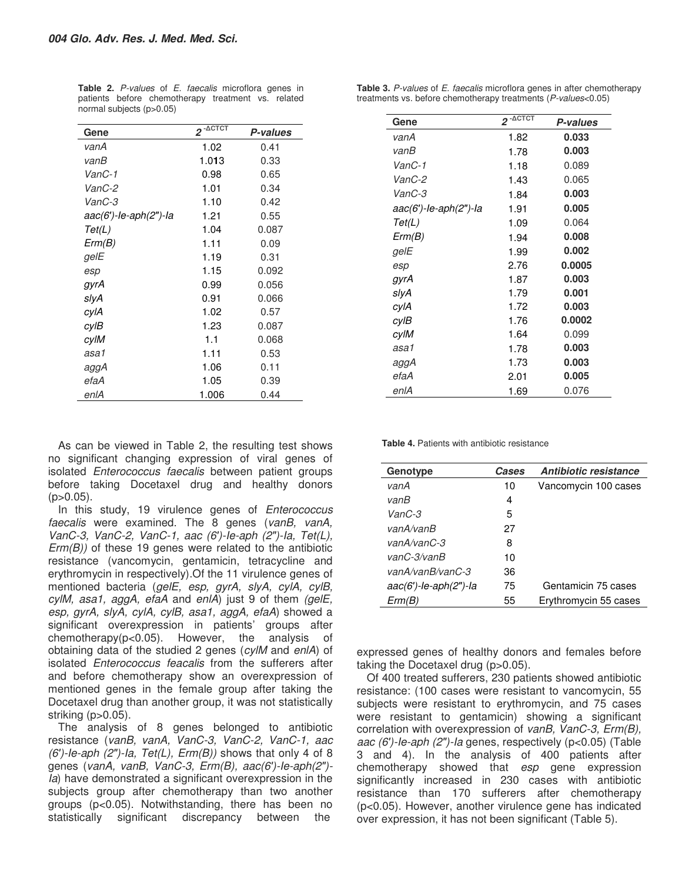**Table 2.** *P-values* of *E. faecalis* microflora genes in patients before chemotherapy treatment vs. related normal subjects (p>0.05)

| Gene | $2^{-\Delta CTCT}$ | *P-values* |
|---|---|---|
| *vanA* | 1.02 | 0.41 |
| *vanB* | 1.013 | 0.33 |
| *VanC-1* | 0.98 | 0.65 |
| *VanC-2* | 1.01 | 0.34 |
| *VanC-3* | 1.10 | 0.42 |
| *aac(6')-Ie-aph(2")-Ia* | 1.21 | 0.55 |
| *Tet(L)* | 1.04 | 0.087 |
| *Erm(B)* | 1.11 | 0.09 |
| *gelE* | 1.19 | 0.31 |
| *esp* | 1.15 | 0.092 |
| *gyrA* | 0.99 | 0.056 |
| *slyA* | 0.91 | 0.066 |
| *cylA* | 1.02 | 0.57 |
| *cylB* | 1.23 | 0.087 |
| *cylM* | 1.1 | 0.068 |
| *asa1* | 1.11 | 0.53 |
| *aggA* | 1.06 | 0.11 |
| *efaA* | 1.05 | 0.39 |
| *enlA* | 1.006 | 0.44 |

**Table 3.** *P-values* of *E. faecalis* microflora genes in after chemotherapy treatments vs. before chemotherapy treatments (*P-values*<0.05)

| Gene | $2^{-\Delta CTCT}$ | *P-values* |
|---|---|---|
| *vanA* | 1.82 | **0.033** |
| *vanB* | 1.78 | **0.003** |
| *VanC-1* | 1.18 | 0.089 |
| *VanC-2* | 1.43 | 0.065 |
| *VanC-3* | 1.84 | **0.003** |
| *aac(6')-Ie-aph(2")-Ia* | 1.91 | **0.005** |
| *Tet(L)* | 1.09 | 0.064 |
| *Erm(B)* | 1.94 | **0.008** |
| *gelE* | 1.99 | **0.002** |
| *esp* | 2.76 | **0.0005** |
| *gyrA* | 1.87 | **0.003** |
| *slyA* | 1.79 | **0.001** |
| *cylA* | 1.72 | **0.003** |
| *cylB* | 1.76 | **0.0002** |
| *cylM* | 1.64 | 0.099 |
| *asa1* | 1.78 | **0.003** |
| *aggA* | 1.73 | **0.003** |
| *efaA* | 2.01 | **0.005** |
| *enlA* | 1.69 | 0.076 |

As can be viewed in Table 2, the resulting test shows no significant changing expression of viral genes of isolated *Enterococcus faecalis* between patient groups before taking Docetaxel drug and healthy donors (p>0.05).

In this study, 19 virulence genes of *Enterococcus faecalis* were examined. The 8 genes (*vanB, vanA, VanC-3, VanC-2, VanC-1, aac (6')-Ie-aph (2")-Ia, Tet(L), Erm(B))* of these 19 genes were related to the antibiotic resistance (vancomycin, gentamicin, tetracycline and erythromycin in respectively).Of the 11 virulence genes of mentioned bacteria (*gelE, esp, gyrA, slyA, cylA, cylB, cylM, asa1, aggA, efaA* and *enlA*) just 9 of them *(gelE, esp, gyrA, slyA, cylA, cylB, asa1, aggA, efaA*) showed a significant overexpression in patients' groups after chemotherapy(p<0.05). However, the analysis of obtaining data of the studied 2 genes (*cylM* and *enlA*) of isolated *Enterococcus feacalis* from the sufferers after and before chemotherapy show an overexpression of mentioned genes in the female group after taking the Docetaxel drug than another group, it was not statistically striking (p>0.05).

The analysis of 8 genes belonged to antibiotic resistance (*vanB*, *vanA, VanC-3, VanC-2, VanC-1, aac (6')-Ie-aph (2")-Ia, Tet(L), Erm(B))* shows that only 4 of 8 genes (*vanA, vanB, VanC-3, Erm(B), aac(6')-Ie-aph(2")-Ia*) have demonstrated a significant overexpression in the subjects group after chemotherapy than two another groups (p<0.05). Notwithstanding, there has been no statistically significant discrepancy between the expressed genes of healthy donors and females before taking the Docetaxel drug (p>0.05).

**Table 4.** Patients with antibiotic resistance

| Genotype | *Cases* | *Antibiotic resistance* |
|---|---|---|
| *vanA* | 10 | Vancomycin 100 cases |
| *vanB* | 4 | |
| *VanC-3* | 5 | |
| *vanA/vanB* | 27 | |
| *vanA/vanC-3* | 8 | |
| *vanC-3/vanB* | 10 | |
| *vanA/vanB/vanC-3* | 36 | |
| *aac(6')-Ie-aph(2")-Ia* | 75 | Gentamicin 75 cases |
| *Erm(B)* | 55 | Erythromycin 55 cases |

Of 400 treated sufferers, 230 patients showed antibiotic resistance: (100 cases were resistant to vancomycin, 55 subjects were resistant to erythromycin, and 75 cases were resistant to gentamicin) showing a significant correlation with overexpression of *vanB, VanC-3, Erm(B), aac (6')-Ie-aph (2")-Ia* genes, respectively (p<0.05) (Table 3 and 4). In the analysis of 400 patients after chemotherapy showed that *esp* gene expression significantly increased in 230 cases with antibiotic resistance than 170 sufferers after chemotherapy (p<0.05). However, another virulence gene has indicated over expression, it has not been significant (Table 5).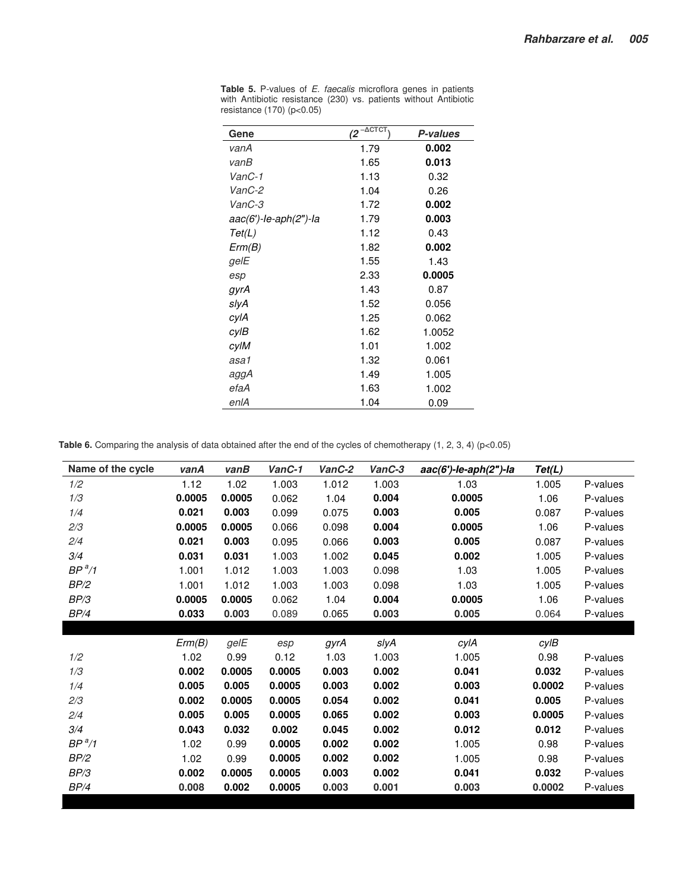**Table 5.** P-values of *E. faecalis* microflora genes in patients with Antibiotic resistance (230) vs. patients without Antibiotic resistance (170) (p<0.05)

| Gene | $(2^{-\Delta CTCT})$ | *P-values* |
|---|---|---|
| *vanA* | 1.79 | **0.002** |
| *vanB* | 1.65 | **0.013** |
| *VanC-1* | 1.13 | 0.32 |
| *VanC-2* | 1.04 | 0.26 |
| *VanC-3* | 1.72 | **0.002** |
| *aac(6')-Ie-aph(2")-Ia* | 1.79 | **0.003** |
| *Tet(L)* | 1.12 | 0.43 |
| *Erm(B)* | 1.82 | **0.002** |
| *gelE* | 1.55 | 1.43 |
| *esp* | 2.33 | **0.0005** |
| *gyrA* | 1.43 | 0.87 |
| *slyA* | 1.52 | 0.056 |
| *cylA* | 1.25 | 0.062 |
| *cylB* | 1.62 | 1.0052 |
| *cylM* | 1.01 | 1.002 |
| *asa1* | 1.32 | 0.061 |
| *aggA* | 1.49 | 1.005 |
| *efaA* | 1.63 | 1.002 |
| *enlA* | 1.04 | 0.09 |

**Table 6.** Comparing the analysis of data obtained after the end of the cycles of chemotherapy (1, 2, 3, 4) (p<0.05)

| Name of the cycle | *vanA* | *vanB* | *VanC-1* | *VanC-2* | *VanC-3* | *aac(6')-Ie-aph(2")-Ia* | *Tet(L)* | |
|---|---|---|---|---|---|---|---|---|
| *1/2* | 1.12 | 1.02 | 1.003 | 1.012 | 1.003 | 1.03 | 1.005 | P-values |
| *1/3* | **0.0005** | **0.0005** | 0.062 | 1.04 | **0.004** | **0.0005** | 1.06 | P-values |
| *1/4* | **0.021** | **0.003** | 0.099 | 0.075 | **0.003** | **0.005** | 0.087 | P-values |
| *2/3* | **0.0005** | **0.0005** | 0.066 | 0.098 | **0.004** | **0.0005** | 1.06 | P-values |
| *2/4* | **0.021** | **0.003** | 0.095 | 0.066 | **0.003** | **0.005** | 0.087 | P-values |
| *3/4* | **0.031** | **0.031** | 1.003 | 1.002 | **0.045** | **0.002** | 1.005 | P-values |
| *BP[a]/1* | 1.001 | 1.012 | 1.003 | 1.003 | 0.098 | 1.03 | 1.005 | P-values |
| *BP/2* | 1.001 | 1.012 | 1.003 | 1.003 | 0.098 | 1.03 | 1.005 | P-values |
| *BP/3* | **0.0005** | **0.0005** | 0.062 | 1.04 | **0.004** | **0.0005** | 1.06 | P-values |
| *BP/4* | **0.033** | **0.003** | 0.089 | 0.065 | **0.003** | **0.005** | 0.064 | P-values |
| | *Erm(B)* | *gelE* | *esp* | *gyrA* | *slyA* | *cylA* | *cylB* | |
| *1/2* | 1.02 | 0.99 | 0.12 | 1.03 | 1.003 | 1.005 | 0.98 | P-values |
| *1/3* | **0.002** | **0.0005** | **0.0005** | **0.003** | **0.002** | **0.041** | **0.032** | P-values |
| *1/4* | **0.005** | **0.005** | **0.0005** | **0.003** | **0.002** | **0.003** | **0.0002** | P-values |
| *2/3* | **0.002** | **0.0005** | **0.0005** | **0.054** | **0.002** | **0.041** | **0.005** | P-values |
| *2/4* | **0.005** | **0.005** | **0.0005** | **0.065** | **0.002** | **0.003** | **0.0005** | P-values |
| *3/4* | **0.043** | **0.032** | **0.002** | **0.045** | **0.002** | **0.012** | **0.012** | P-values |
| *BP[a]/1* | 1.02 | 0.99 | **0.0005** | **0.002** | **0.002** | 1.005 | 0.98 | P-values |
| *BP/2* | 1.02 | 0.99 | **0.0005** | **0.002** | **0.002** | 1.005 | 0.98 | P-values |
| *BP/3* | **0.002** | **0.0005** | **0.0005** | **0.003** | **0.002** | **0.041** | **0.032** | P-values |
| *BP/4* | **0.008** | **0.002** | **0.0005** | **0.003** | **0.001** | **0.003** | **0.0002** | P-values |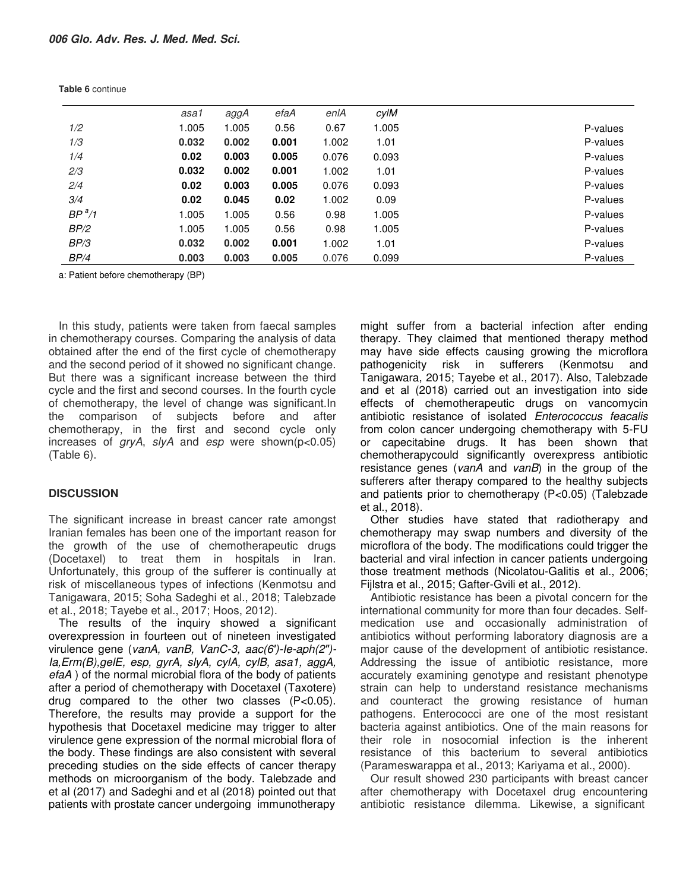**Table 6** continue

| | *asa1* | *aggA* | *efaA* | *enlA* | *cylM* | |
|---|---|---|---|---|---|---|
| *1/2* | 1.005 | 1.005 | 0.56 | 0.67 | 1.005 | P-values |
| *1/3* | **0.032** | **0.002** | **0.001** | 1.002 | 1.01 | P-values |
| *1/4* | **0.02** | **0.003** | **0.005** | 0.076 | 0.093 | P-values |
| *2/3* | **0.032** | **0.002** | **0.001** | 1.002 | 1.01 | P-values |
| *2/4* | **0.02** | **0.003** | **0.005** | 0.076 | 0.093 | P-values |
| *3/4* | **0.02** | **0.045** | **0.02** | 1.002 | 0.09 | P-values |
| *BP [a]/1* | 1.005 | 1.005 | 0.56 | 0.98 | 1.005 | P-values |
| *BP/2* | 1.005 | 1.005 | 0.56 | 0.98 | 1.005 | P-values |
| *BP/3* | **0.032** | **0.002** | **0.001** | 1.002 | 1.01 | P-values |
| *BP/4* | **0.003** | **0.003** | **0.005** | 0.076 | 0.099 | P-values |

a: Patient before chemotherapy (BP)

In this study, patients were taken from faecal samples in chemotherapy courses. Comparing the analysis of data obtained after the end of the first cycle of chemotherapy and the second period of it showed no significant change. But there was a significant increase between the third cycle and the first and second courses. In the fourth cycle of chemotherapy, the level of change was significant.In the comparison of subjects before and after chemotherapy, in the first and second cycle only increases of *gryA*, *slyA* and *esp* were shown($p<0.05$) (Table 6).

## DISCUSSION

The significant increase in breast cancer rate amongst Iranian females has been one of the important reason for the growth of the use of chemotherapeutic drugs (Docetaxel) to treat them in hospitals in Iran. Unfortunately, this group of the sufferer is continually at risk of miscellaneous types of infections (Kenmotsu and Tanigawara, 2015; Soha Sadeghi et al., 2018; Talebzade et al., 2018; Tayebe et al., 2017; Hoos, 2012).

The results of the inquiry showed a significant overexpression in fourteen out of nineteen investigated virulence gene (*vanA, vanB, VanC-3, aac(6')-Ie-aph(2")-Ia,Erm(B),gelE, esp, gyrA, slyA, cylA, cylB, asa1, aggA, efaA* ) of the normal microbial flora of the body of patients after a period of chemotherapy with Docetaxel (Taxotere) drug compared to the other two classes ($P<0.05$). Therefore, the results may provide a support for the hypothesis that Docetaxel medicine may trigger to alter virulence gene expression of the normal microbial flora of the body. These findings are also consistent with several preceding studies on the side effects of cancer therapy methods on microorganism of the body. Talebzade and et al (2017) and Sadeghi and et al (2018) pointed out that patients with prostate cancer undergoing immunotherapy might suffer from a bacterial infection after ending therapy. They claimed that mentioned therapy method may have side effects causing growing the microflora pathogenicity risk in sufferers (Kenmotsu and Tanigawara, 2015; Tayebe et al., 2017). Also, Talebzade and et al (2018) carried out an investigation into side effects of chemotherapeutic drugs on vancomycin antibiotic resistance of isolated *Enterococcus feacalis* from colon cancer undergoing chemotherapy with 5-FU or capecitabine drugs. It has been shown that chemotherapycould significantly overexpress antibiotic resistance genes (*vanA* and *vanB*) in the group of the sufferers after therapy compared to the healthy subjects and patients prior to chemotherapy ($P<0.05$) (Talebzade et al., 2018).

Other studies have stated that radiotherapy and chemotherapy may swap numbers and diversity of the microflora of the body. The modifications could trigger the bacterial and viral infection in cancer patients undergoing those treatment methods (Nicolatou-Galitis et al., 2006; Fijlstra et al., 2015; Gafter-Gvili et al., 2012).

Antibiotic resistance has been a pivotal concern for the international community for more than four decades. Self-medication use and occasionally administration of antibiotics without performing laboratory diagnosis are a major cause of the development of antibiotic resistance. Addressing the issue of antibiotic resistance, more accurately examining genotype and resistant phenotype strain can help to understand resistance mechanisms and counteract the growing resistance of human pathogens. Enterococci are one of the most resistant bacteria against antibiotics. One of the main reasons for their role in nosocomial infection is the inherent resistance of this bacterium to several antibiotics (Parameswarappa et al., 2013; Kariyama et al., 2000).

Our result showed 230 participants with breast cancer after chemotherapy with Docetaxel drug encountering antibiotic resistance dilemma. Likewise, a significant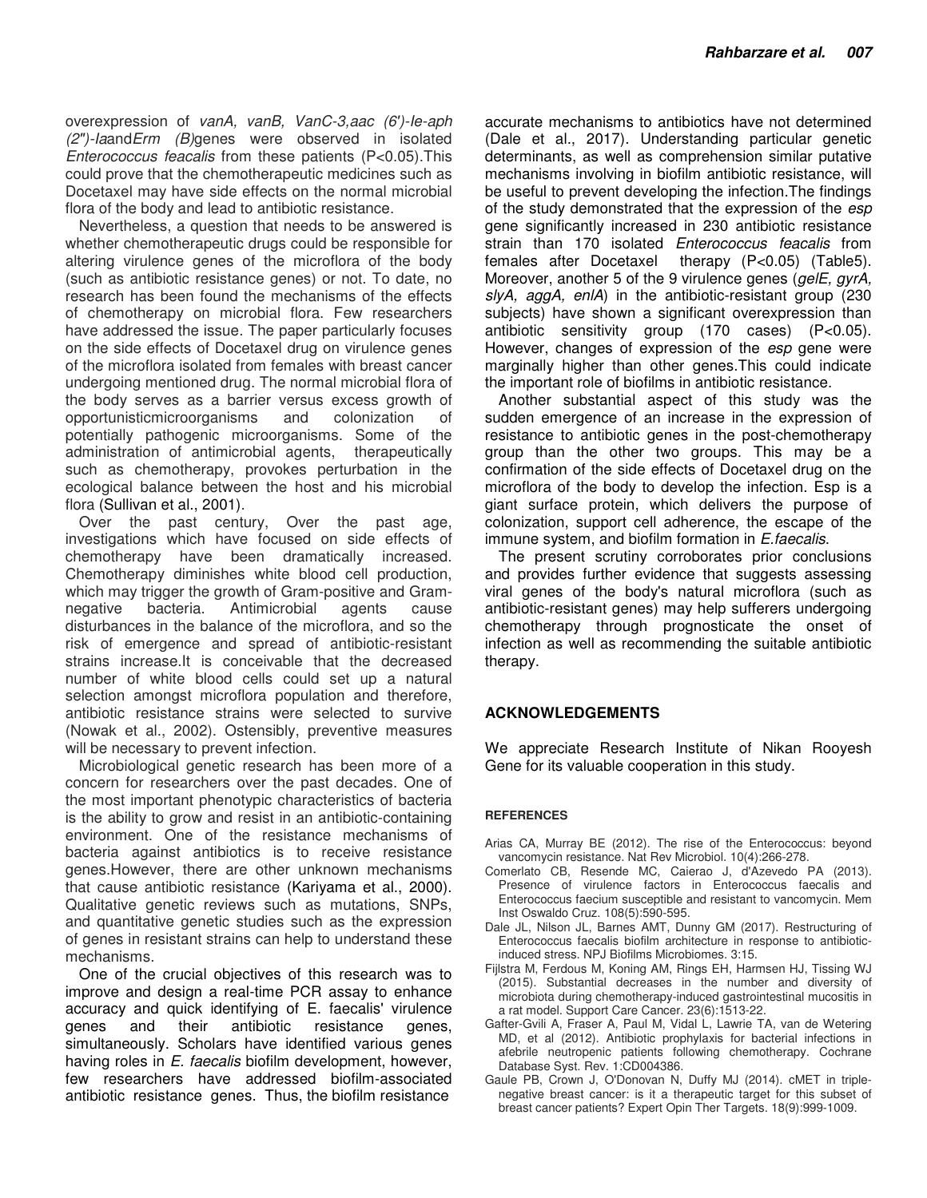overexpression of *vanA, vanB, VanC-3,aac (6')-Ie-aph (2")-Ia*and*Erm (B)*genes were observed in isolated *Enterococcus feacalis* from these patients (P<0.05).This could prove that the chemotherapeutic medicines such as Docetaxel may have side effects on the normal microbial flora of the body and lead to antibiotic resistance.

Nevertheless, a question that needs to be answered is whether chemotherapeutic drugs could be responsible for altering virulence genes of the microflora of the body (such as antibiotic resistance genes) or not. To date, no research has been found the mechanisms of the effects of chemotherapy on microbial flora. Few researchers have addressed the issue. The paper particularly focuses on the side effects of Docetaxel drug on virulence genes of the microflora isolated from females with breast cancer undergoing mentioned drug. The normal microbial flora of the body serves as a barrier versus excess growth of opportunisticmicroorganisms and colonization of potentially pathogenic microorganisms. Some of the administration of antimicrobial agents, therapeutically such as chemotherapy, provokes perturbation in the ecological balance between the host and his microbial flora (Sullivan et al., 2001).

Over the past century, Over the past age, investigations which have focused on side effects of chemotherapy have been dramatically increased. Chemotherapy diminishes white blood cell production, which may trigger the growth of Gram-positive and Gram-negative bacteria. Antimicrobial agents cause disturbances in the balance of the microflora, and so the risk of emergence and spread of antibiotic-resistant strains increase.It is conceivable that the decreased number of white blood cells could set up a natural selection amongst microflora population and therefore, antibiotic resistance strains were selected to survive (Nowak et al., 2002). Ostensibly, preventive measures will be necessary to prevent infection.

Microbiological genetic research has been more of a concern for researchers over the past decades. One of the most important phenotypic characteristics of bacteria is the ability to grow and resist in an antibiotic-containing environment. One of the resistance mechanisms of bacteria against antibiotics is to receive resistance genes.However, there are other unknown mechanisms that cause antibiotic resistance (Kariyama et al., 2000). Qualitative genetic reviews such as mutations, SNPs, and quantitative genetic studies such as the expression of genes in resistant strains can help to understand these mechanisms.

One of the crucial objectives of this research was to improve and design a real-time PCR assay to enhance accuracy and quick identifying of E. faecalis' virulence genes and their antibiotic resistance genes, simultaneously. Scholars have identified various genes having roles in *E. faecalis* biofilm development, however, few researchers have addressed biofilm-associated antibiotic resistance genes. Thus, the biofilm resistance accurate mechanisms to antibiotics have not determined (Dale et al., 2017). Understanding particular genetic determinants, as well as comprehension similar putative mechanisms involving in biofilm antibiotic resistance, will be useful to prevent developing the infection.The findings of the study demonstrated that the expression of the *esp* gene significantly increased in 230 antibiotic resistance strain than 170 isolated *Enterococcus feacalis* from females after Docetaxel therapy (P<0.05) (Table5). Moreover, another 5 of the 9 virulence genes (*gelE, gyrA, slyA, aggA, enlA*) in the antibiotic-resistant group (230 subjects) have shown a significant overexpression than antibiotic sensitivity group (170 cases) (P<0.05). However, changes of expression of the *esp* gene were marginally higher than other genes.This could indicate the important role of biofilms in antibiotic resistance.

Another substantial aspect of this study was the sudden emergence of an increase in the expression of resistance to antibiotic genes in the post-chemotherapy group than the other two groups. This may be a confirmation of the side effects of Docetaxel drug on the microflora of the body to develop the infection. Esp is a giant surface protein, which delivers the purpose of colonization, support cell adherence, the escape of the immune system, and biofilm formation in *E.faecalis*.

The present scrutiny corroborates prior conclusions and provides further evidence that suggests assessing viral genes of the body's natural microflora (such as antibiotic-resistant genes) may help sufferers undergoing chemotherapy through prognosticate the onset of infection as well as recommending the suitable antibiotic therapy.

## ACKNOWLEDGEMENTS

We appreciate Research Institute of Nikan Rooyesh Gene for its valuable cooperation in this study.

## REFERENCES

Arias CA, Murray BE (2012). The rise of the Enterococcus: beyond vancomycin resistance. Nat Rev Microbiol. 10(4):266-278.

Comerlato CB, Resende MC, Caierao J, d'Azevedo PA (2013). Presence of virulence factors in Enterococcus faecalis and Enterococcus faecium susceptible and resistant to vancomycin. Mem Inst Oswaldo Cruz. 108(5):590-595.

Dale JL, Nilson JL, Barnes AMT, Dunny GM (2017). Restructuring of Enterococcus faecalis biofilm architecture in response to antibiotic-induced stress. NPJ Biofilms Microbiomes. 3:15.

Fijlstra M, Ferdous M, Koning AM, Rings EH, Harmsen HJ, Tissing WJ (2015). Substantial decreases in the number and diversity of microbiota during chemotherapy-induced gastrointestinal mucositis in a rat model. Support Care Cancer. 23(6):1513-22.

Gafter-Gvili A, Fraser A, Paul M, Vidal L, Lawrie TA, van de Wetering MD, et al (2012). Antibiotic prophylaxis for bacterial infections in afebrile neutropenic patients following chemotherapy. Cochrane Database Syst. Rev. 1:CD004386.

Gaule PB, Crown J, O'Donovan N, Duffy MJ (2014). cMET in triple-negative breast cancer: is it a therapeutic target for this subset of breast cancer patients? Expert Opin Ther Targets. 18(9):999-1009.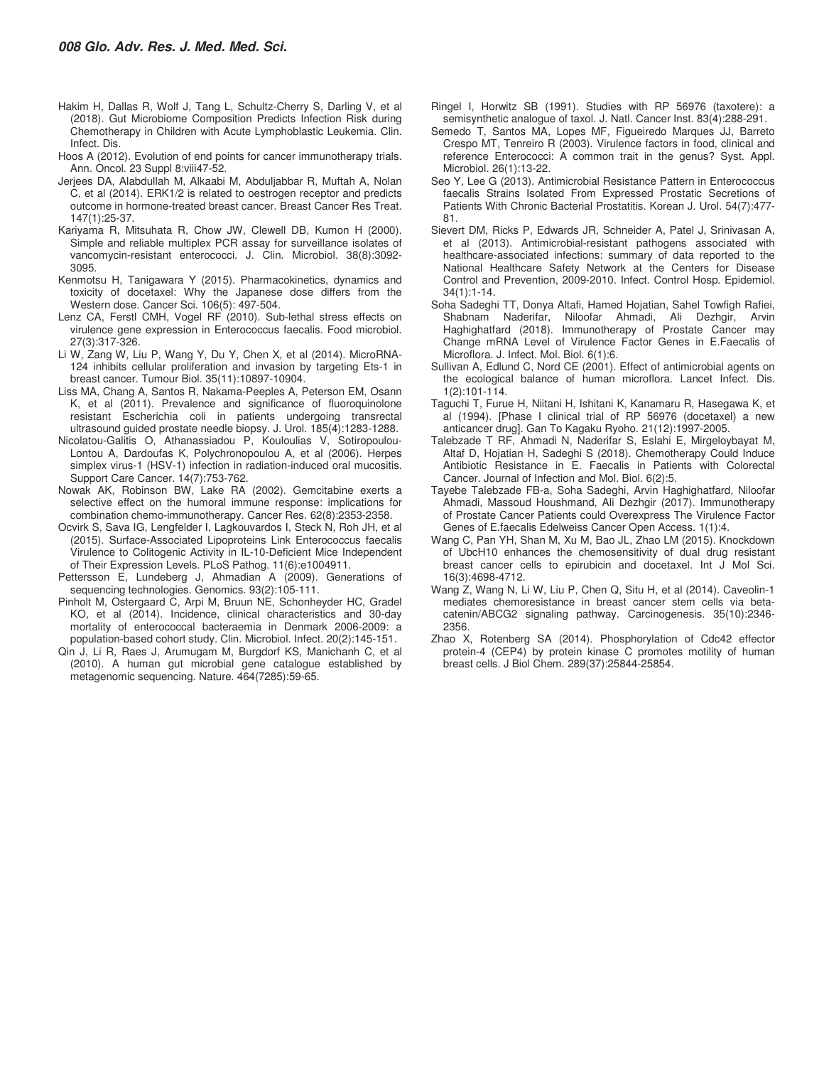Hakim H, Dallas R, Wolf J, Tang L, Schultz-Cherry S, Darling V, et al (2018). Gut Microbiome Composition Predicts Infection Risk during Chemotherapy in Children with Acute Lymphoblastic Leukemia. Clin. Infect. Dis.

Hoos A (2012). Evolution of end points for cancer immunotherapy trials. Ann. Oncol. 23 Suppl 8:viii47-52.

Jerjees DA, Alabdullah M, Alkaabi M, Abduljabbar R, Muftah A, Nolan C, et al (2014). ERK1/2 is related to oestrogen receptor and predicts outcome in hormone-treated breast cancer. Breast Cancer Res Treat. 147(1):25-37.

Kariyama R, Mitsuhata R, Chow JW, Clewell DB, Kumon H (2000). Simple and reliable multiplex PCR assay for surveillance isolates of vancomycin-resistant enterococci. J. Clin. Microbiol. 38(8):3092-3095.

Kenmotsu H, Tanigawara Y (2015). Pharmacokinetics, dynamics and toxicity of docetaxel: Why the Japanese dose differs from the Western dose. Cancer Sci. 106(5): 497-504.

Lenz CA, Ferstl CMH, Vogel RF (2010). Sub-lethal stress effects on virulence gene expression in Enterococcus faecalis. Food microbiol. 27(3):317-326.

Li W, Zang W, Liu P, Wang Y, Du Y, Chen X, et al (2014). MicroRNA-124 inhibits cellular proliferation and invasion by targeting Ets-1 in breast cancer. Tumour Biol. 35(11):10897-10904.

Liss MA, Chang A, Santos R, Nakama-Peeples A, Peterson EM, Osann K, et al (2011). Prevalence and significance of fluoroquinolone resistant Escherichia coli in patients undergoing transrectal ultrasound guided prostate needle biopsy. J. Urol. 185(4):1283-1288.

Nicolatou-Galitis O, Athanassiadou P, Kouloulias V, Sotiropoulou-Lontou A, Dardoufas K, Polychronopoulou A, et al (2006). Herpes simplex virus-1 (HSV-1) infection in radiation-induced oral mucositis. Support Care Cancer. 14(7):753-762.

Nowak AK, Robinson BW, Lake RA (2002). Gemcitabine exerts a selective effect on the humoral immune response: implications for combination chemo-immunotherapy. Cancer Res. 62(8):2353-2358.

Ocvirk S, Sava IG, Lengfelder I, Lagkouvardos I, Steck N, Roh JH, et al (2015). Surface-Associated Lipoproteins Link Enterococcus faecalis Virulence to Colitogenic Activity in IL-10-Deficient Mice Independent of Their Expression Levels. PLoS Pathog. 11(6):e1004911.

Pettersson E, Lundeberg J, Ahmadian A (2009). Generations of sequencing technologies. Genomics. 93(2):105-111.

Pinholt M, Ostergaard C, Arpi M, Bruun NE, Schonheyder HC, Gradel KO, et al (2014). Incidence, clinical characteristics and 30-day mortality of enterococcal bacteraemia in Denmark 2006-2009: a population-based cohort study. Clin. Microbiol. Infect. 20(2):145-151.

Qin J, Li R, Raes J, Arumugam M, Burgdorf KS, Manichanh C, et al (2010). A human gut microbial gene catalogue established by metagenomic sequencing. Nature. 464(7285):59-65.

Ringel I, Horwitz SB (1991). Studies with RP 56976 (taxotere): a semisynthetic analogue of taxol. J. Natl. Cancer Inst. 83(4):288-291.

Semedo T, Santos MA, Lopes MF, Figueiredo Marques JJ, Barreto Crespo MT, Tenreiro R (2003). Virulence factors in food, clinical and reference Enterococci: A common trait in the genus? Syst. Appl. Microbiol. 26(1):13-22.

Seo Y, Lee G (2013). Antimicrobial Resistance Pattern in Enterococcus faecalis Strains Isolated From Expressed Prostatic Secretions of Patients With Chronic Bacterial Prostatitis. Korean J. Urol. 54(7):477-81.

Sievert DM, Ricks P, Edwards JR, Schneider A, Patel J, Srinivasan A, et al (2013). Antimicrobial-resistant pathogens associated with healthcare-associated infections: summary of data reported to the National Healthcare Safety Network at the Centers for Disease Control and Prevention, 2009-2010. Infect. Control Hosp. Epidemiol. 34(1):1-14.

Soha Sadeghi TT, Donya Altafi, Hamed Hojatian, Sahel Towfigh Rafiei, Shabnam Naderifar, Niloofar Ahmadi, Ali Dezhgir, Arvin Haghighatfard (2018). Immunotherapy of Prostate Cancer may Change mRNA Level of Virulence Factor Genes in E.Faecalis of Microflora. J. Infect. Mol. Biol. 6(1):6.

Sullivan A, Edlund C, Nord CE (2001). Effect of antimicrobial agents on the ecological balance of human microflora. Lancet Infect. Dis. 1(2):101-114.

Taguchi T, Furue H, Niitani H, Ishitani K, Kanamaru R, Hasegawa K, et al (1994). [Phase I clinical trial of RP 56976 (docetaxel) a new anticancer drug]. Gan To Kagaku Ryoho. 21(12):1997-2005.

Talebzade T RF, Ahmadi N, Naderifar S, Eslahi E, Mirgeloybayat M, Altaf D, Hojatian H, Sadeghi S (2018). Chemotherapy Could Induce Antibiotic Resistance in E. Faecalis in Patients with Colorectal Cancer. Journal of Infection and Mol. Biol. 6(2):5.

Tayebe Talebzade FB-a, Soha Sadeghi, Arvin Haghighatfard, Niloofar Ahmadi, Massoud Houshmand, Ali Dezhgir (2017). Immunotherapy of Prostate Cancer Patients could Overexpress The Virulence Factor Genes of E.faecalis Edelweiss Cancer Open Access. 1(1):4.

Wang C, Pan YH, Shan M, Xu M, Bao JL, Zhao LM (2015). Knockdown of UbcH10 enhances the chemosensitivity of dual drug resistant breast cancer cells to epirubicin and docetaxel. Int J Mol Sci. 16(3):4698-4712.

Wang Z, Wang N, Li W, Liu P, Chen Q, Situ H, et al (2014). Caveolin-1 mediates chemoresistance in breast cancer stem cells via beta-catenin/ABCG2 signaling pathway. Carcinogenesis. 35(10):2346-2356.

Zhao X, Rotenberg SA (2014). Phosphorylation of Cdc42 effector protein-4 (CEP4) by protein kinase C promotes motility of human breast cells. J Biol Chem. 289(37):25844-25854.